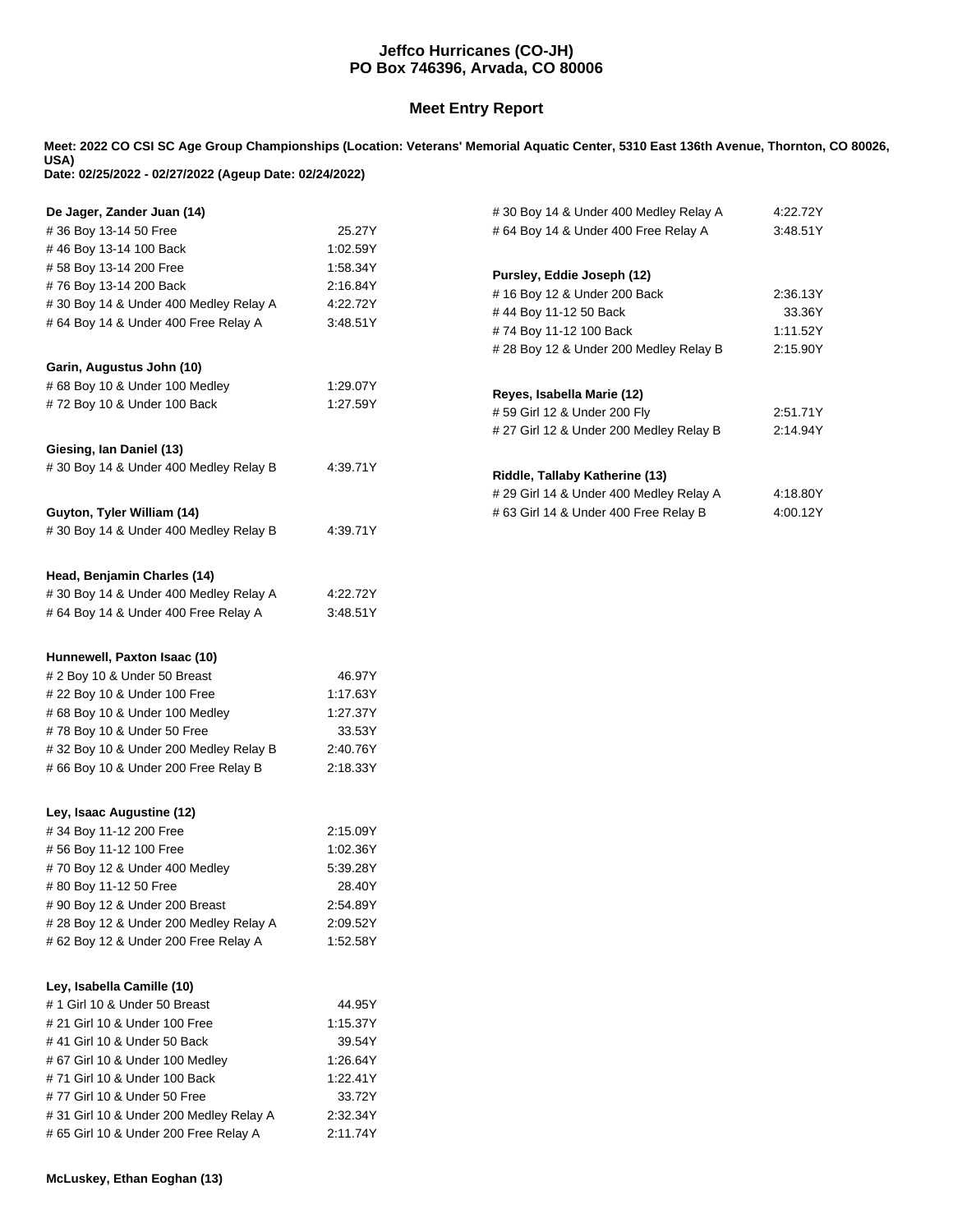**Jeffco Hurricanes (CO-JH)**
**PO Box 746396, Arvada, CO 80006**

## Meet Entry Report

**Meet: 2022 CO CSI SC Age Group Championships (Location: Veterans' Memorial Aquatic Center, 5310 East 136th Avenue, Thornton, CO 80026, USA)**
**Date: 02/25/2022 - 02/27/2022 (Ageup Date: 02/24/2022)**

**De Jager, Zander Juan (14)**

| Event | Time |
|---|---|
| # 36 Boy 13-14 50 Free | 25.27Y |
| # 46 Boy 13-14 100 Back | 1:02.59Y |
| # 58 Boy 13-14 200 Free | 1:58.34Y |
| # 76 Boy 13-14 200 Back | 2:16.84Y |
| # 30 Boy 14 & Under 400 Medley Relay A | 4:22.72Y |
| # 64 Boy 14 & Under 400 Free Relay A | 3:48.51Y |

**Garin, Augustus John (10)**

| Event | Time |
|---|---|
| # 68 Boy 10 & Under 100 Medley | 1:29.07Y |
| # 72 Boy 10 & Under 100 Back | 1:27.59Y |

**Giesing, Ian Daniel (13)**

| Event | Time |
|---|---|
| # 30 Boy 14 & Under 400 Medley Relay B | 4:39.71Y |

**Guyton, Tyler William (14)**

| Event | Time |
|---|---|
| # 30 Boy 14 & Under 400 Medley Relay B | 4:39.71Y |

**Head, Benjamin Charles (14)**

| Event | Time |
|---|---|
| # 30 Boy 14 & Under 400 Medley Relay A | 4:22.72Y |
| # 64 Boy 14 & Under 400 Free Relay A | 3:48.51Y |

**Hunnewell, Paxton Isaac (10)**

| Event | Time |
|---|---|
| # 2 Boy 10 & Under 50 Breast | 46.97Y |
| # 22 Boy 10 & Under 100 Free | 1:17.63Y |
| # 68 Boy 10 & Under 100 Medley | 1:27.37Y |
| # 78 Boy 10 & Under 50 Free | 33.53Y |
| # 32 Boy 10 & Under 200 Medley Relay B | 2:40.76Y |
| # 66 Boy 10 & Under 200 Free Relay B | 2:18.33Y |

**Ley, Isaac Augustine (12)**

| Event | Time |
|---|---|
| # 34 Boy 11-12 200 Free | 2:15.09Y |
| # 56 Boy 11-12 100 Free | 1:02.36Y |
| # 70 Boy 12 & Under 400 Medley | 5:39.28Y |
| # 80 Boy 11-12 50 Free | 28.40Y |
| # 90 Boy 12 & Under 200 Breast | 2:54.89Y |
| # 28 Boy 12 & Under 200 Medley Relay A | 2:09.52Y |
| # 62 Boy 12 & Under 200 Free Relay A | 1:52.58Y |

**Ley, Isabella Camille (10)**

| Event | Time |
|---|---|
| # 1 Girl 10 & Under 50 Breast | 44.95Y |
| # 21 Girl 10 & Under 100 Free | 1:15.37Y |
| # 41 Girl 10 & Under 50 Back | 39.54Y |
| # 67 Girl 10 & Under 100 Medley | 1:26.64Y |
| # 71 Girl 10 & Under 100 Back | 1:22.41Y |
| # 77 Girl 10 & Under 50 Free | 33.72Y |
| # 31 Girl 10 & Under 200 Medley Relay A | 2:32.34Y |
| # 65 Girl 10 & Under 200 Free Relay A | 2:11.74Y |

**McLuskey, Ethan Eoghan (13)**

| Event | Time |
|---|---|
| # 30 Boy 14 & Under 400 Medley Relay A | 4:22.72Y |
| # 64 Boy 14 & Under 400 Free Relay A | 3:48.51Y |

**Pursley, Eddie Joseph (12)**

| Event | Time |
|---|---|
| # 16 Boy 12 & Under 200 Back | 2:36.13Y |
| # 44 Boy 11-12 50 Back | 33.36Y |
| # 74 Boy 11-12 100 Back | 1:11.52Y |
| # 28 Boy 12 & Under 200 Medley Relay B | 2:15.90Y |

**Reyes, Isabella Marie (12)**

| Event | Time |
|---|---|
| # 59 Girl 12 & Under 200 Fly | 2:51.71Y |
| # 27 Girl 12 & Under 200 Medley Relay B | 2:14.94Y |

**Riddle, Tallaby Katherine (13)**

| Event | Time |
|---|---|
| # 29 Girl 14 & Under 400 Medley Relay A | 4:18.80Y |
| # 63 Girl 14 & Under 400 Free Relay B | 4:00.12Y |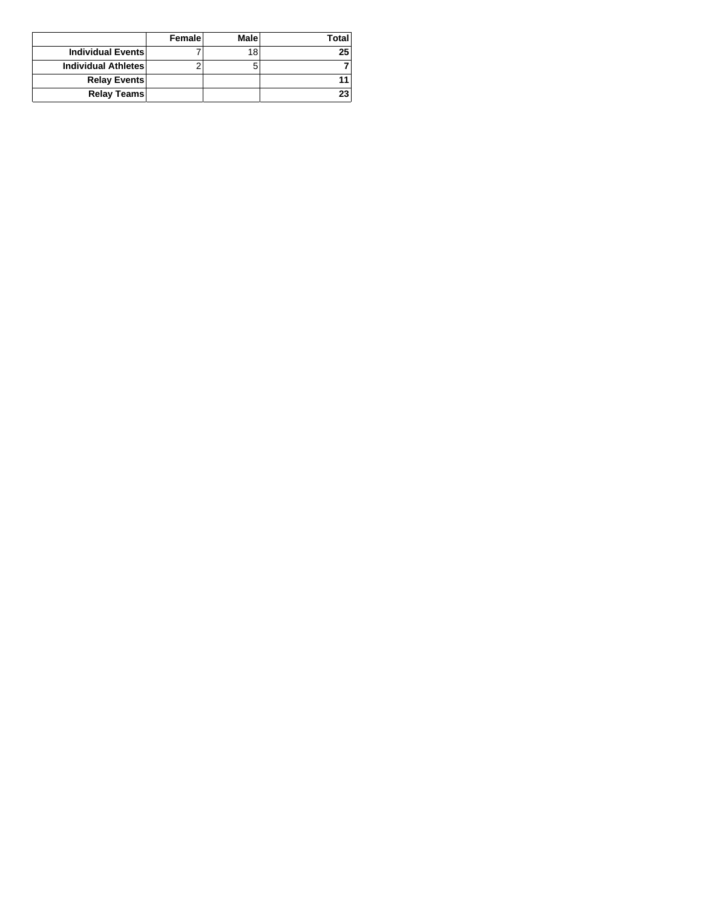| | Female | Male | Total |
|---|---|---|---|
| **Individual Events** | 7 | 18 | **25** |
| **Individual Athletes** | 2 | 5 | **7** |
| **Relay Events** | | | **11** |
| **Relay Teams** | | | **23** |